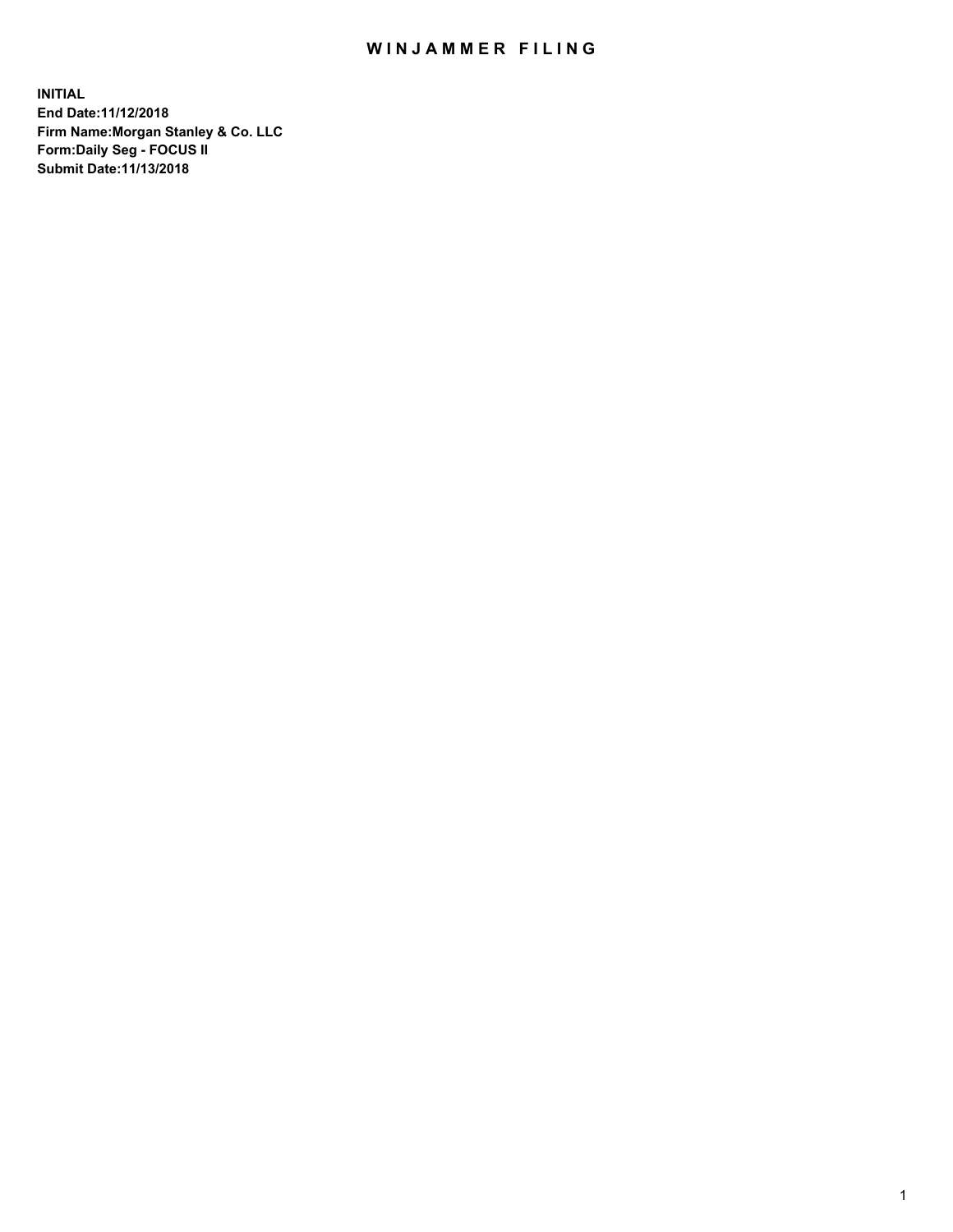# WINJAMMER FILING

**INITIAL**
**End Date:11/12/2018**
**Firm Name:Morgan Stanley & Co. LLC**
**Form:Daily Seg - FOCUS II**
**Submit Date:11/13/2018**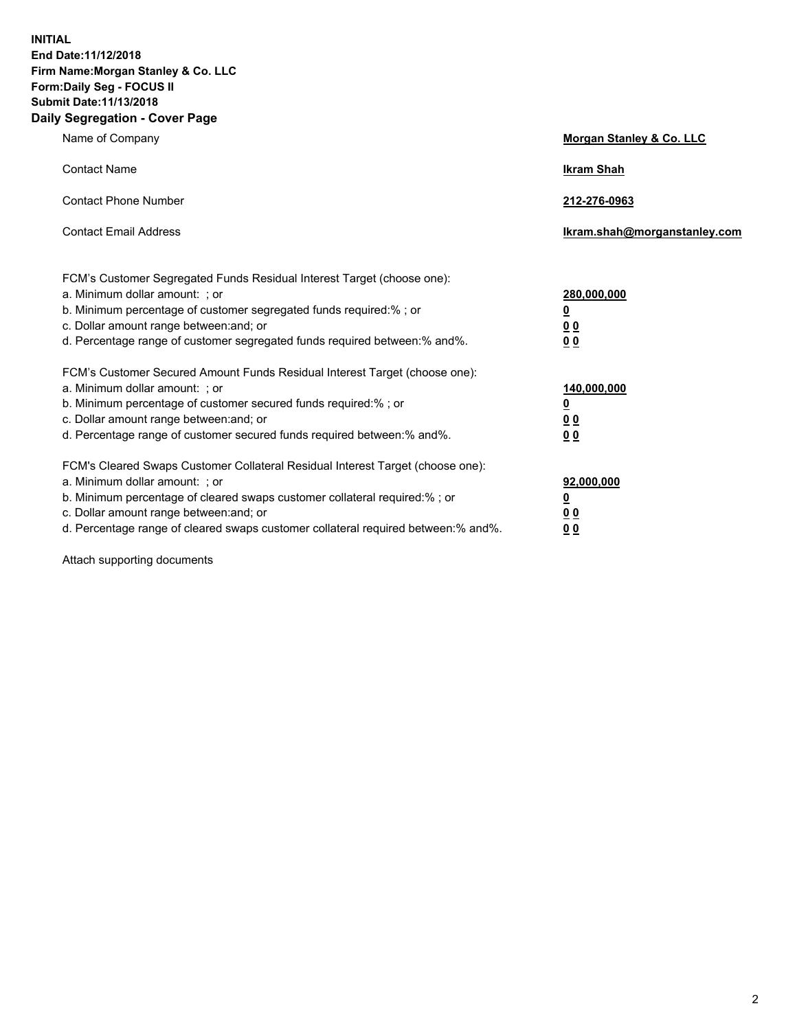**INITIAL**
**End Date:11/12/2018**
**Firm Name:Morgan Stanley & Co. LLC**
**Form:Daily Seg - FOCUS II**
**Submit Date:11/13/2018**

## Daily Segregation - Cover Page

| | |
|---|---|
| Name of Company | **Morgan Stanley & Co. LLC** |
| Contact Name | **Ikram Shah** |
| Contact Phone Number | **212-276-0963** |
| Contact Email Address | **Ikram.shah@morganstanley.com** |

| | |
|---|---|
| FCM's Customer Segregated Funds Residual Interest Target (choose one): | |
| a. Minimum dollar amount: ; or | **280,000,000** |
| b. Minimum percentage of customer segregated funds required:% ; or | **0** |
| c. Dollar amount range between:and; or | **0 0** |
| d. Percentage range of customer segregated funds required between:% and%. | **0 0** |
| FCM's Customer Secured Amount Funds Residual Interest Target (choose one): | |
| a. Minimum dollar amount: ; or | **140,000,000** |
| b. Minimum percentage of customer secured funds required:% ; or | **0** |
| c. Dollar amount range between:and; or | **0 0** |
| d. Percentage range of customer secured funds required between:% and%. | **0 0** |
| FCM's Cleared Swaps Customer Collateral Residual Interest Target (choose one): | |
| a. Minimum dollar amount: ; or | **92,000,000** |
| b. Minimum percentage of cleared swaps customer collateral required:% ; or | **0** |
| c. Dollar amount range between:and; or | **0 0** |
| d. Percentage range of cleared swaps customer collateral required between:% and%. | **0 0** |

Attach supporting documents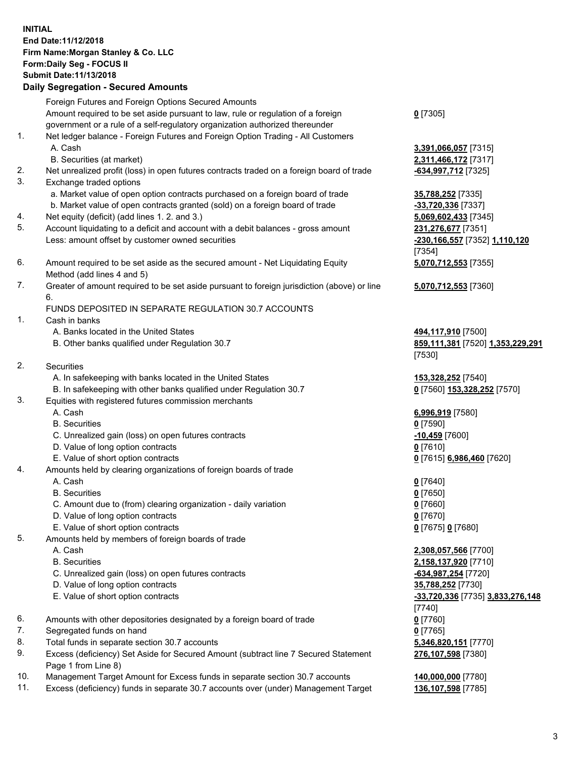**INITIAL**
**End Date:11/12/2018**
**Firm Name:Morgan Stanley & Co. LLC**
**Form:Daily Seg - FOCUS II**
**Submit Date:11/13/2018**

## Daily Segregation - Secured Amounts

| | | |
|---|---|---|
| | Foreign Futures and Foreign Options Secured Amounts | |
| | Amount required to be set aside pursuant to law, rule or regulation of a foreign government or a rule of a self-regulatory organization authorized thereunder | **0** [7305] |
| 1. | Net ledger balance - Foreign Futures and Foreign Option Trading - All Customers | |
| | A. Cash | **3,391,066,057** [7315] |
| | B. Securities (at market) | **2,311,466,172** [7317] |
| 2. | Net unrealized profit (loss) in open futures contracts traded on a foreign board of trade | **-634,997,712** [7325] |
| 3. | Exchange traded options | |
| | a. Market value of open option contracts purchased on a foreign board of trade | **35,788,252** [7335] |
| | b. Market value of open contracts granted (sold) on a foreign board of trade | **-33,720,336** [7337] |
| 4. | Net equity (deficit) (add lines 1. 2. and 3.) | **5,069,602,433** [7345] |
| 5. | Account liquidating to a deficit and account with a debit balances - gross amount | **231,276,677** [7351] |
| | Less: amount offset by customer owned securities | **-230,166,557** [7352] **1,110,120** [7354] |
| 6. | Amount required to be set aside as the secured amount - Net Liquidating Equity Method (add lines 4 and 5) | **5,070,712,553** [7355] |
| 7. | Greater of amount required to be set aside pursuant to foreign jurisdiction (above) or line 6. | **5,070,712,553** [7360] |
| | FUNDS DEPOSITED IN SEPARATE REGULATION 30.7 ACCOUNTS | |
| 1. | Cash in banks | |
| | A. Banks located in the United States | **494,117,910** [7500] |
| | B. Other banks qualified under Regulation 30.7 | **859,111,381** [7520] **1,353,229,291** [7530] |
| 2. | Securities | |
| | A. In safekeeping with banks located in the United States | **153,328,252** [7540] |
| | B. In safekeeping with other banks qualified under Regulation 30.7 | **0** [7560] **153,328,252** [7570] |
| 3. | Equities with registered futures commission merchants | |
| | A. Cash | **6,996,919** [7580] |
| | B. Securities | **0** [7590] |
| | C. Unrealized gain (loss) on open futures contracts | **-10,459** [7600] |
| | D. Value of long option contracts | **0** [7610] |
| | E. Value of short option contracts | **0** [7615] **6,986,460** [7620] |
| 4. | Amounts held by clearing organizations of foreign boards of trade | |
| | A. Cash | **0** [7640] |
| | B. Securities | **0** [7650] |
| | C. Amount due to (from) clearing organization - daily variation | **0** [7660] |
| | D. Value of long option contracts | **0** [7670] |
| | E. Value of short option contracts | **0** [7675] **0** [7680] |
| 5. | Amounts held by members of foreign boards of trade | |
| | A. Cash | **2,308,057,566** [7700] |
| | B. Securities | **2,158,137,920** [7710] |
| | C. Unrealized gain (loss) on open futures contracts | **-634,987,254** [7720] |
| | D. Value of long option contracts | **35,788,252** [7730] |
| | E. Value of short option contracts | **-33,720,336** [7735] **3,833,276,148** [7740] |
| 6. | Amounts with other depositories designated by a foreign board of trade | **0** [7760] |
| 7. | Segregated funds on hand | **0** [7765] |
| 8. | Total funds in separate section 30.7 accounts | **5,346,820,151** [7770] |
| 9. | Excess (deficiency) Set Aside for Secured Amount (subtract line 7 Secured Statement Page 1 from Line 8) | **276,107,598** [7380] |
| 10. | Management Target Amount for Excess funds in separate section 30.7 accounts | **140,000,000** [7780] |
| 11. | Excess (deficiency) funds in separate 30.7 accounts over (under) Management Target | **136,107,598** [7785] |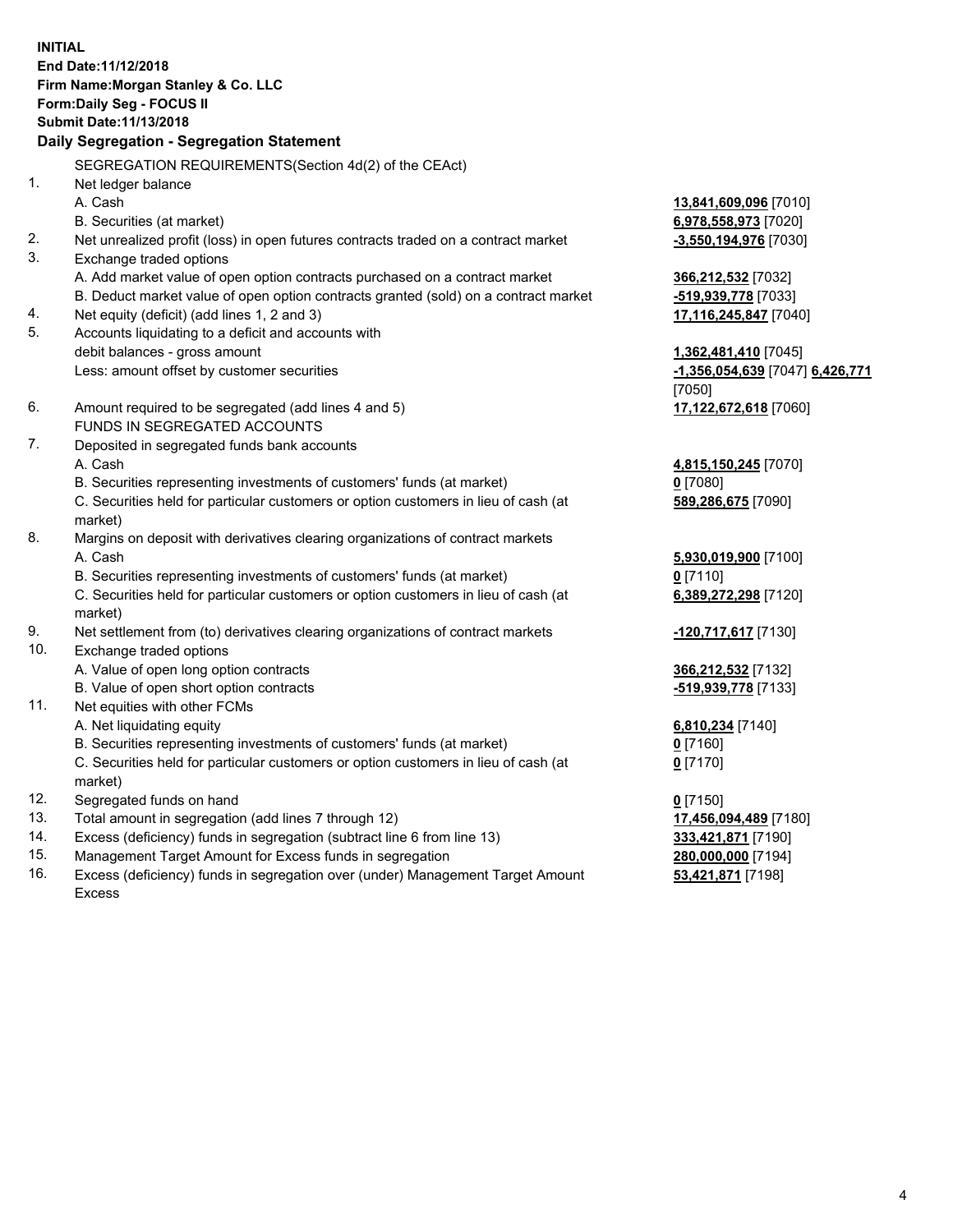**INITIAL**
**End Date:11/12/2018**
**Firm Name:Morgan Stanley & Co. LLC**
**Form:Daily Seg - FOCUS II**
**Submit Date:11/13/2018**

### Daily Segregation - Segregation Statement

SEGREGATION REQUIREMENTS(Section 4d(2) of the CEAct)

| | | |
|---|---|---|
| 1. | Net ledger balance | |
| | A. Cash | **13,841,609,096** [7010] |
| | B. Securities (at market) | **6,978,558,973** [7020] |
| 2. | Net unrealized profit (loss) in open futures contracts traded on a contract market | **-3,550,194,976** [7030] |
| 3. | Exchange traded options | |
| | A. Add market value of open option contracts purchased on a contract market | **366,212,532** [7032] |
| | B. Deduct market value of open option contracts granted (sold) on a contract market | **-519,939,778** [7033] |
| 4. | Net equity (deficit) (add lines 1, 2 and 3) | **17,116,245,847** [7040] |
| 5. | Accounts liquidating to a deficit and accounts with debit balances - gross amount | **1,362,481,410** [7045] |
| | Less: amount offset by customer securities | **-1,356,054,639** [7047] **6,426,771** [7050] |
| 6. | Amount required to be segregated (add lines 4 and 5) | **17,122,672,618** [7060] |
| | FUNDS IN SEGREGATED ACCOUNTS | |
| 7. | Deposited in segregated funds bank accounts | |
| | A. Cash | **4,815,150,245** [7070] |
| | B. Securities representing investments of customers' funds (at market) | **0** [7080] |
| | C. Securities held for particular customers or option customers in lieu of cash (at market) | **589,286,675** [7090] |
| 8. | Margins on deposit with derivatives clearing organizations of contract markets | |
| | A. Cash | **5,930,019,900** [7100] |
| | B. Securities representing investments of customers' funds (at market) | **0** [7110] |
| | C. Securities held for particular customers or option customers in lieu of cash (at market) | **6,389,272,298** [7120] |
| 9. | Net settlement from (to) derivatives clearing organizations of contract markets | **-120,717,617** [7130] |
| 10. | Exchange traded options | |
| | A. Value of open long option contracts | **366,212,532** [7132] |
| | B. Value of open short option contracts | **-519,939,778** [7133] |
| 11. | Net equities with other FCMs | |
| | A. Net liquidating equity | **6,810,234** [7140] |
| | B. Securities representing investments of customers' funds (at market) | **0** [7160] |
| | C. Securities held for particular customers or option customers in lieu of cash (at market) | **0** [7170] |
| 12. | Segregated funds on hand | **0** [7150] |
| 13. | Total amount in segregation (add lines 7 through 12) | **17,456,094,489** [7180] |
| 14. | Excess (deficiency) funds in segregation (subtract line 6 from line 13) | **333,421,871** [7190] |
| 15. | Management Target Amount for Excess funds in segregation | **280,000,000** [7194] |
| 16. | Excess (deficiency) funds in segregation over (under) Management Target Amount Excess | **53,421,871** [7198] |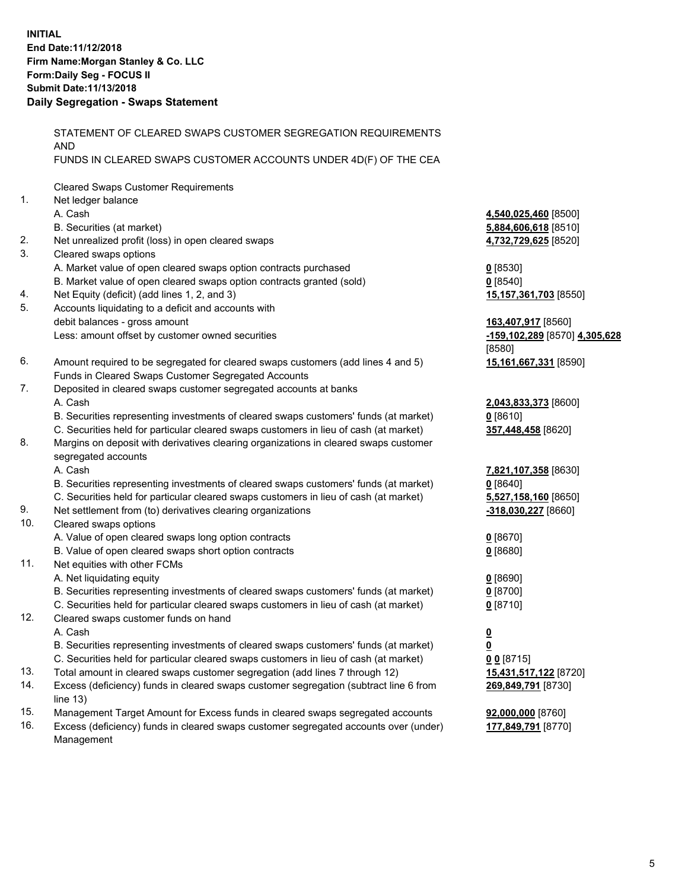**INITIAL**
**End Date:11/12/2018**
**Firm Name:Morgan Stanley & Co. LLC**
**Form:Daily Seg - FOCUS II**
**Submit Date:11/13/2018**
**Daily Segregation - Swaps Statement**

STATEMENT OF CLEARED SWAPS CUSTOMER SEGREGATION REQUIREMENTS AND FUNDS IN CLEARED SWAPS CUSTOMER ACCOUNTS UNDER 4D(F) OF THE CEA

| | | |
|---|---|---|
| | Cleared Swaps Customer Requirements | |
| 1. | Net ledger balance | |
| | A. Cash | **4,540,025,460** [8500] |
| | B. Securities (at market) | **5,884,606,618** [8510] |
| 2. | Net unrealized profit (loss) in open cleared swaps | **4,732,729,625** [8520] |
| 3. | Cleared swaps options | |
| | A. Market value of open cleared swaps option contracts purchased | **0** [8530] |
| | B. Market value of open cleared swaps option contracts granted (sold) | **0** [8540] |
| 4. | Net Equity (deficit) (add lines 1, 2, and 3) | **15,157,361,703** [8550] |
| 5. | Accounts liquidating to a deficit and accounts with debit balances - gross amount | **163,407,917** [8560] |
| | Less: amount offset by customer owned securities | **-159,102,289** [8570] **4,305,628** [8580] |
| 6. | Amount required to be segregated for cleared swaps customers (add lines 4 and 5) | **15,161,667,331** [8590] |
| | Funds in Cleared Swaps Customer Segregated Accounts | |
| 7. | Deposited in cleared swaps customer segregated accounts at banks | |
| | A. Cash | **2,043,833,373** [8600] |
| | B. Securities representing investments of cleared swaps customers' funds (at market) | **0** [8610] |
| | C. Securities held for particular cleared swaps customers in lieu of cash (at market) | **357,448,458** [8620] |
| 8. | Margins on deposit with derivatives clearing organizations in cleared swaps customer segregated accounts | |
| | A. Cash | **7,821,107,358** [8630] |
| | B. Securities representing investments of cleared swaps customers' funds (at market) | **0** [8640] |
| | C. Securities held for particular cleared swaps customers in lieu of cash (at market) | **5,527,158,160** [8650] |
| 9. | Net settlement from (to) derivatives clearing organizations | **-318,030,227** [8660] |
| 10. | Cleared swaps options | |
| | A. Value of open cleared swaps long option contracts | **0** [8670] |
| | B. Value of open cleared swaps short option contracts | **0** [8680] |
| 11. | Net equities with other FCMs | |
| | A. Net liquidating equity | **0** [8690] |
| | B. Securities representing investments of cleared swaps customers' funds (at market) | **0** [8700] |
| | C. Securities held for particular cleared swaps customers in lieu of cash (at market) | **0** [8710] |
| 12. | Cleared swaps customer funds on hand | |
| | A. Cash | **0** |
| | B. Securities representing investments of cleared swaps customers' funds (at market) | **0** |
| | C. Securities held for particular cleared swaps customers in lieu of cash (at market) | **0** **0** [8715] |
| 13. | Total amount in cleared swaps customer segregation (add lines 7 through 12) | **15,431,517,122** [8720] |
| 14. | Excess (deficiency) funds in cleared swaps customer segregation (subtract line 6 from line 13) | **269,849,791** [8730] |
| 15. | Management Target Amount for Excess funds in cleared swaps segregated accounts | **92,000,000** [8760] |
| 16. | Excess (deficiency) funds in cleared swaps customer segregated accounts over (under) Management | **177,849,791** [8770] |